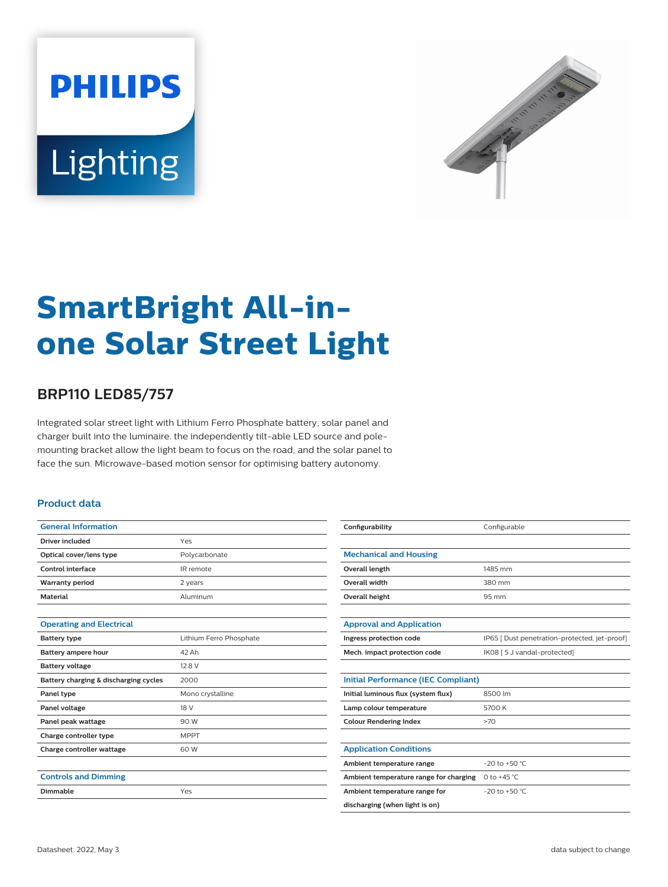# SmartBright All-in-one Solar Street Light

## BRP110 LED85/757

Integrated solar street light with Lithium Ferro Phosphate battery, solar panel and charger built into the luminaire. the independently tilt-able LED source and pole-mounting bracket allow the light beam to focus on the road, and the solar panel to face the sun. Microwave-based motion sensor for optimising battery autonomy.

### Product data

| General Information | |
|---|---|
| Driver included | Yes |
| Optical cover/lens type | Polycarbonate |
| Control interface | IR remote |
| Warranty period | 2 years |
| Material | Aluminum |

| Operating and Electrical | |
|---|---|
| Battery type | Lithium Ferro Phosphate |
| Battery ampere hour | 42 Ah |
| Battery voltage | 12.8 V |
| Battery charging & discharging cycles | 2000 |
| Panel type | Mono crystalline |
| Panel voltage | 18 V |
| Panel peak wattage | 90 W |
| Charge controller type | MPPT |
| Charge controller wattage | 60 W |

| Controls and Dimming | |
|---|---|
| Dimmable | Yes |

| | |
|---|---|
| Configurability | Configurable |

| Mechanical and Housing | |
|---|---|
| Overall length | 1485 mm |
| Overall width | 380 mm |
| Overall height | 95 mm |

| Approval and Application | |
|---|---|
| Ingress protection code | IP65 [ Dust penetration-protected, jet-proof] |
| Mech. impact protection code | IK08 [ 5 J vandal-protected] |

| Initial Performance (IEC Compliant) | |
|---|---|
| Initial luminous flux (system flux) | 8500 lm |
| Lamp colour temperature | 5700 K |
| Colour Rendering Index | >70 |

| Application Conditions | |
|---|---|
| Ambient temperature range | -20 to +50 °C |
| Ambient temperature range for charging | 0 to +45 °C |
| Ambient temperature range for discharging (when light is on) | -20 to +50 °C |

Datasheet, 2022, May 3 data subject to change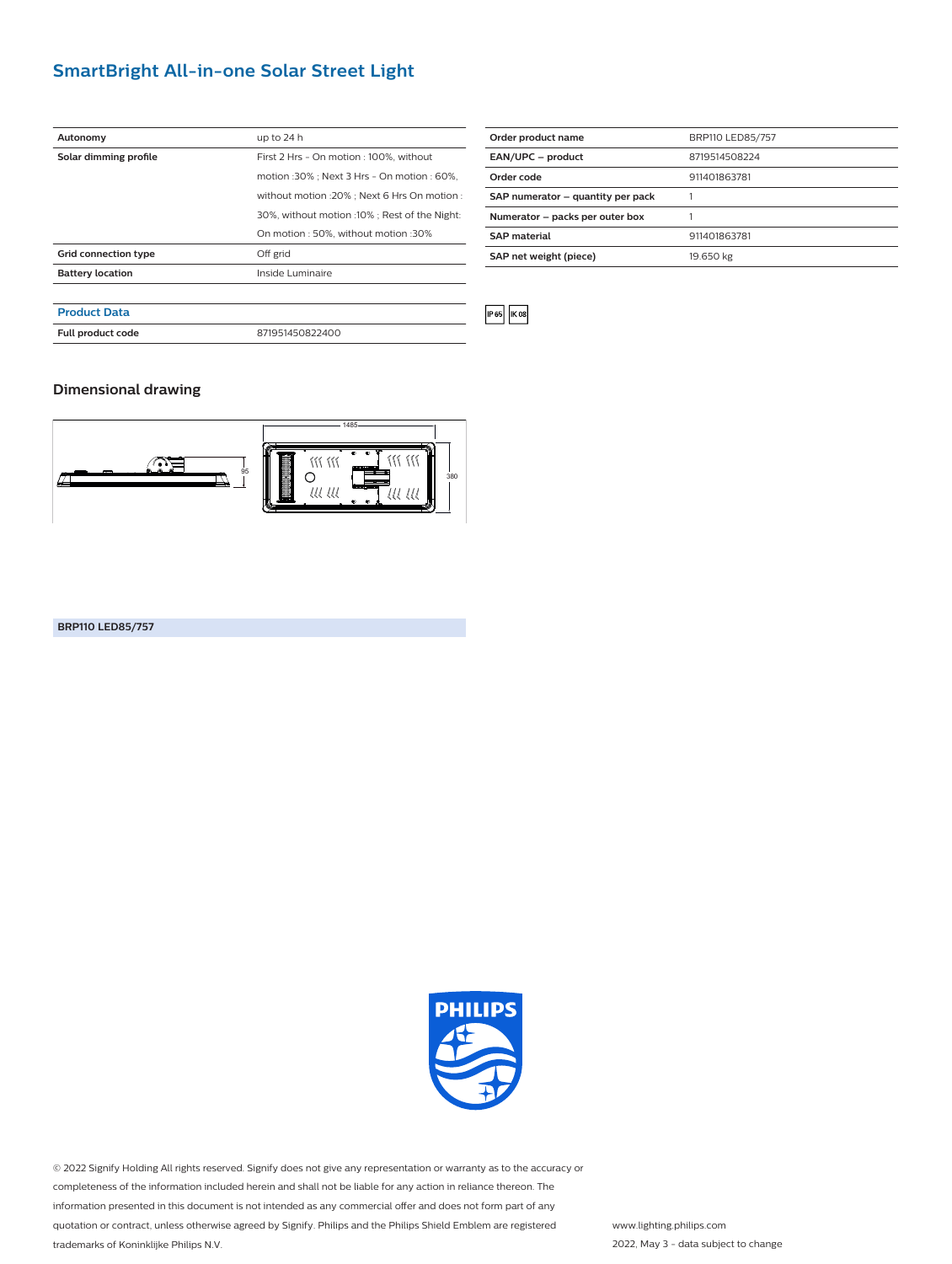## SmartBright All-in-one Solar Street Light

| | |
|---|---|
| **Autonomy** | up to 24 h |
| **Solar dimming profile** | First 2 Hrs - On motion : 100%, without motion :30% ; Next 3 Hrs - On motion : 60%, without motion :20% ; Next 6 Hrs On motion : 30%, without motion :10% ; Rest of the Night: On motion : 50%, without motion :30% |
| **Grid connection type** | Off grid |
| **Battery location** | Inside Luminaire |

| **Product Data** | |
|---|---|
| **Full product code** | 871951450822400 |

| | |
|---|---|
| **Order product name** | BRP110 LED85/757 |
| **EAN/UPC – product** | 8719514508224 |
| **Order code** | 911401863781 |
| **SAP numerator – quantity per pack** | 1 |
| **Numerator – packs per outer box** | 1 |
| **SAP material** | 911401863781 |
| **SAP net weight (piece)** | 19.650 kg |

IP 65 IK 08

### Dimensional drawing

1485

95

380

**BRP110 LED85/757**

© 2022 Signify Holding All rights reserved. Signify does not give any representation or warranty as to the accuracy or completeness of the information included herein and shall not be liable for any action in reliance thereon. The information presented in this document is not intended as any commercial offer and does not form part of any quotation or contract, unless otherwise agreed by Signify. Philips and the Philips Shield Emblem are registered trademarks of Koninklijke Philips N.V.

www.lighting.philips.com

2022, May 3 - data subject to change